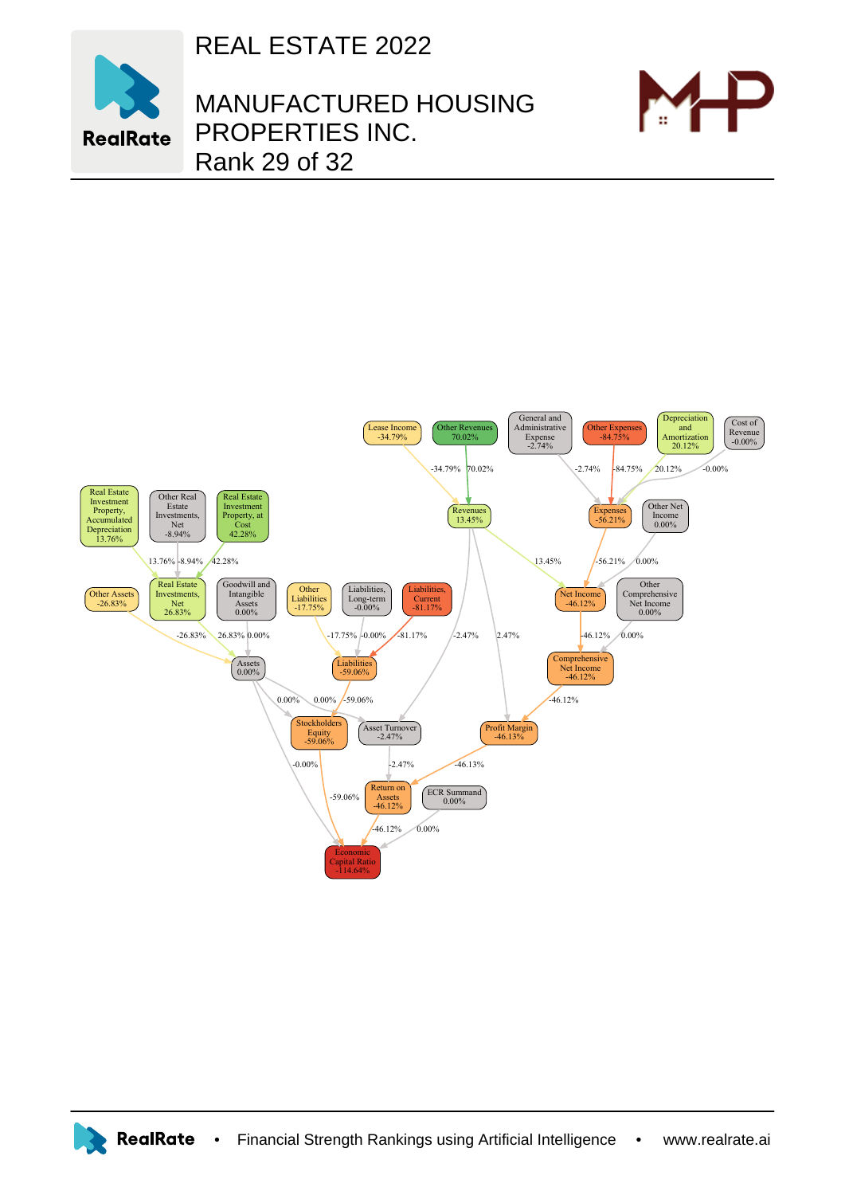# REAL ESTATE 2022

# MANUFACTURED HOUSING PROPERTIES INC.

Rank 29 of 32

Lease Income -34.79%

Other Revenues 70.02%

General and Administrative Expense -2.74%

Other Expenses -84.75%

Depreciation and Amortization 20.12%

Cost of Revenue -0.00%

Revenues 13.45%

Expenses -56.21%

Other Net Income 0.00%

Real Estate Investment Property, Accumulated Depreciation 13.76%

Other Real Estate Investments, Net -8.94%

Real Estate Investment Property, at Cost 42.28%

Other Assets -26.83%

Real Estate Investments, Net 26.83%

Goodwill and Intangible Assets 0.00%

Other Liabilities -17.75%

Liabilities, Long-term -0.00%

Liabilities, Current -81.17%

Net Income -46.12%

Other Comprehensive Net Income 0.00%

Assets 0.00%

Liabilities -59.06%

Comprehensive Net Income -46.12%

Stockholders Equity -59.06%

Asset Turnover -2.47%

Profit Margin -46.13%

Return on Assets -46.12%

ECR Summand 0.00%

Economic Capital Ratio -114.64%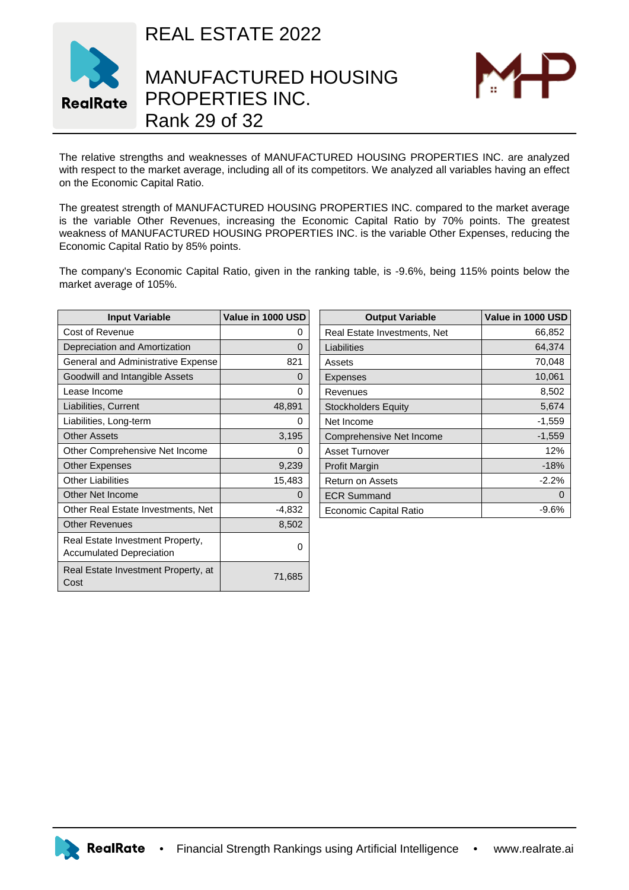# REAL ESTATE 2022

# MANUFACTURED HOUSING PROPERTIES INC.
Rank 29 of 32

The relative strengths and weaknesses of MANUFACTURED HOUSING PROPERTIES INC. are analyzed with respect to the market average, including all of its competitors. We analyzed all variables having an effect on the Economic Capital Ratio.

The greatest strength of MANUFACTURED HOUSING PROPERTIES INC. compared to the market average is the variable Other Revenues, increasing the Economic Capital Ratio by 70% points. The greatest weakness of MANUFACTURED HOUSING PROPERTIES INC. is the variable Other Expenses, reducing the Economic Capital Ratio by 85% points.

The company's Economic Capital Ratio, given in the ranking table, is -9.6%, being 115% points below the market average of 105%.

| Input Variable | Value in 1000 USD |
|---|---|
| Cost of Revenue | 0 |
| Depreciation and Amortization | 0 |
| General and Administrative Expense | 821 |
| Goodwill and Intangible Assets | 0 |
| Lease Income | 0 |
| Liabilities, Current | 48,891 |
| Liabilities, Long-term | 0 |
| Other Assets | 3,195 |
| Other Comprehensive Net Income | 0 |
| Other Expenses | 9,239 |
| Other Liabilities | 15,483 |
| Other Net Income | 0 |
| Other Real Estate Investments, Net | -4,832 |
| Other Revenues | 8,502 |
| Real Estate Investment Property, Accumulated Depreciation | 0 |
| Real Estate Investment Property, at Cost | 71,685 |

| Output Variable | Value in 1000 USD |
|---|---|
| Real Estate Investments, Net | 66,852 |
| Liabilities | 64,374 |
| Assets | 70,048 |
| Expenses | 10,061 |
| Revenues | 8,502 |
| Stockholders Equity | 5,674 |
| Net Income | -1,559 |
| Comprehensive Net Income | -1,559 |
| Asset Turnover | 12% |
| Profit Margin | -18% |
| Return on Assets | -2.2% |
| ECR Summand | 0 |
| Economic Capital Ratio | -9.6% |